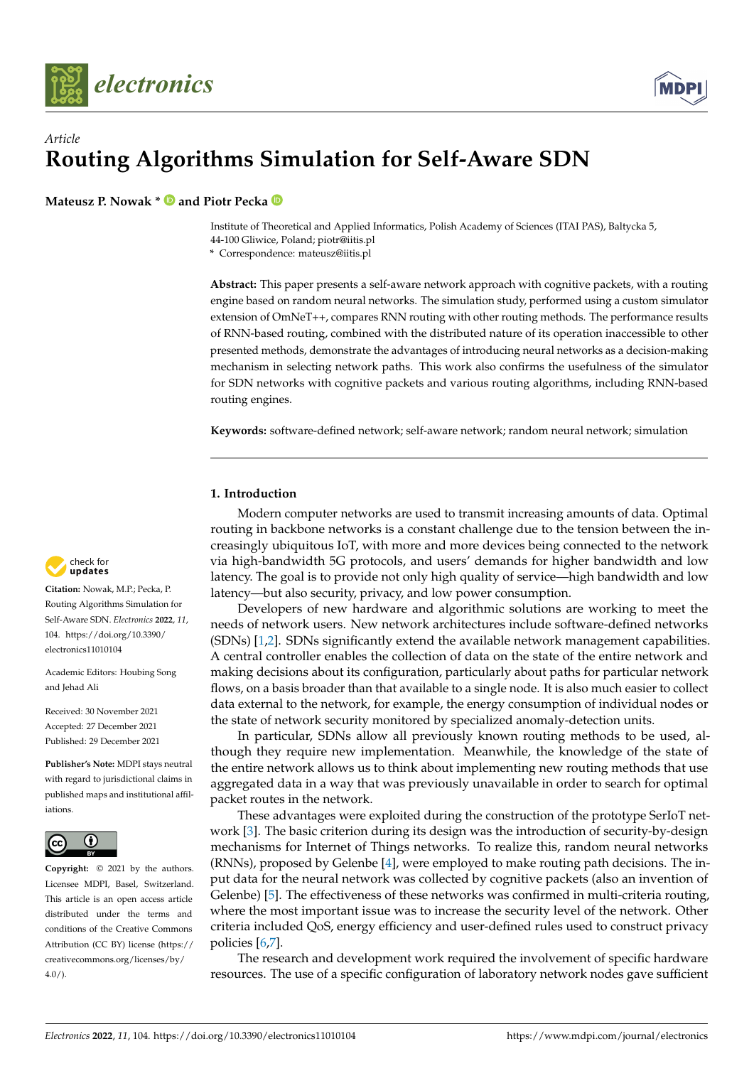Article

# Routing Algorithms Simulation for Self-Aware SDN

**Mateusz P. Nowak * and Piotr Pecka**

Institute of Theoretical and Applied Informatics, Polish Academy of Sciences (ITAI PAS), Baltycka 5, 44-100 Gliwice, Poland; piotr@iitis.pl

* Correspondence: mateusz@iitis.pl

**Abstract:** This paper presents a self-aware network approach with cognitive packets, with a routing engine based on random neural networks. The simulation study, performed using a custom simulator extension of OmNeT++, compares RNN routing with other routing methods. The performance results of RNN-based routing, combined with the distributed nature of its operation inaccessible to other presented methods, demonstrate the advantages of introducing neural networks as a decision-making mechanism in selecting network paths. This work also confirms the usefulness of the simulator for SDN networks with cognitive packets and various routing algorithms, including RNN-based routing engines.

**Keywords:** software-defined network; self-aware network; random neural network; simulation

**Citation:** Nowak, M.P.; Pecka, P. Routing Algorithms Simulation for Self-Aware SDN. *Electronics* **2022**, *11*, 104. https://doi.org/10.3390/electronics11010104

Academic Editors: Houbing Song and Jehad Ali

Received: 30 November 2021
Accepted: 27 December 2021
Published: 29 December 2021

**Publisher's Note:** MDPI stays neutral with regard to jurisdictional claims in published maps and institutional affiliations.

**Copyright:** © 2021 by the authors. Licensee MDPI, Basel, Switzerland. This article is an open access article distributed under the terms and conditions of the Creative Commons Attribution (CC BY) license (https://creativecommons.org/licenses/by/4.0/).

## 1. Introduction

Modern computer networks are used to transmit increasing amounts of data. Optimal routing in backbone networks is a constant challenge due to the tension between the increasingly ubiquitous IoT, with more and more devices being connected to the network via high-bandwidth 5G protocols, and users' demands for higher bandwidth and low latency. The goal is to provide not only high quality of service—high bandwidth and low latency—but also security, privacy, and low power consumption.

Developers of new hardware and algorithmic solutions are working to meet the needs of network users. New network architectures include software-defined networks (SDNs) [1,2]. SDNs significantly extend the available network management capabilities. A central controller enables the collection of data on the state of the entire network and making decisions about its configuration, particularly about paths for particular network flows, on a basis broader than that available to a single node. It is also much easier to collect data external to the network, for example, the energy consumption of individual nodes or the state of network security monitored by specialized anomaly-detection units.

In particular, SDNs allow all previously known routing methods to be used, although they require new implementation. Meanwhile, the knowledge of the state of the entire network allows us to think about implementing new routing methods that use aggregated data in a way that was previously unavailable in order to search for optimal packet routes in the network.

These advantages were exploited during the construction of the prototype SerIoT network [3]. The basic criterion during its design was the introduction of security-by-design mechanisms for Internet of Things networks. To realize this, random neural networks (RNNs), proposed by Gelenbe [4], were employed to make routing path decisions. The input data for the neural network was collected by cognitive packets (also an invention of Gelenbe) [5]. The effectiveness of these networks was confirmed in multi-criteria routing, where the most important issue was to increase the security level of the network. Other criteria included QoS, energy efficiency and user-defined rules used to construct privacy policies [6,7].

The research and development work required the involvement of specific hardware resources. The use of a specific configuration of laboratory network nodes gave sufficient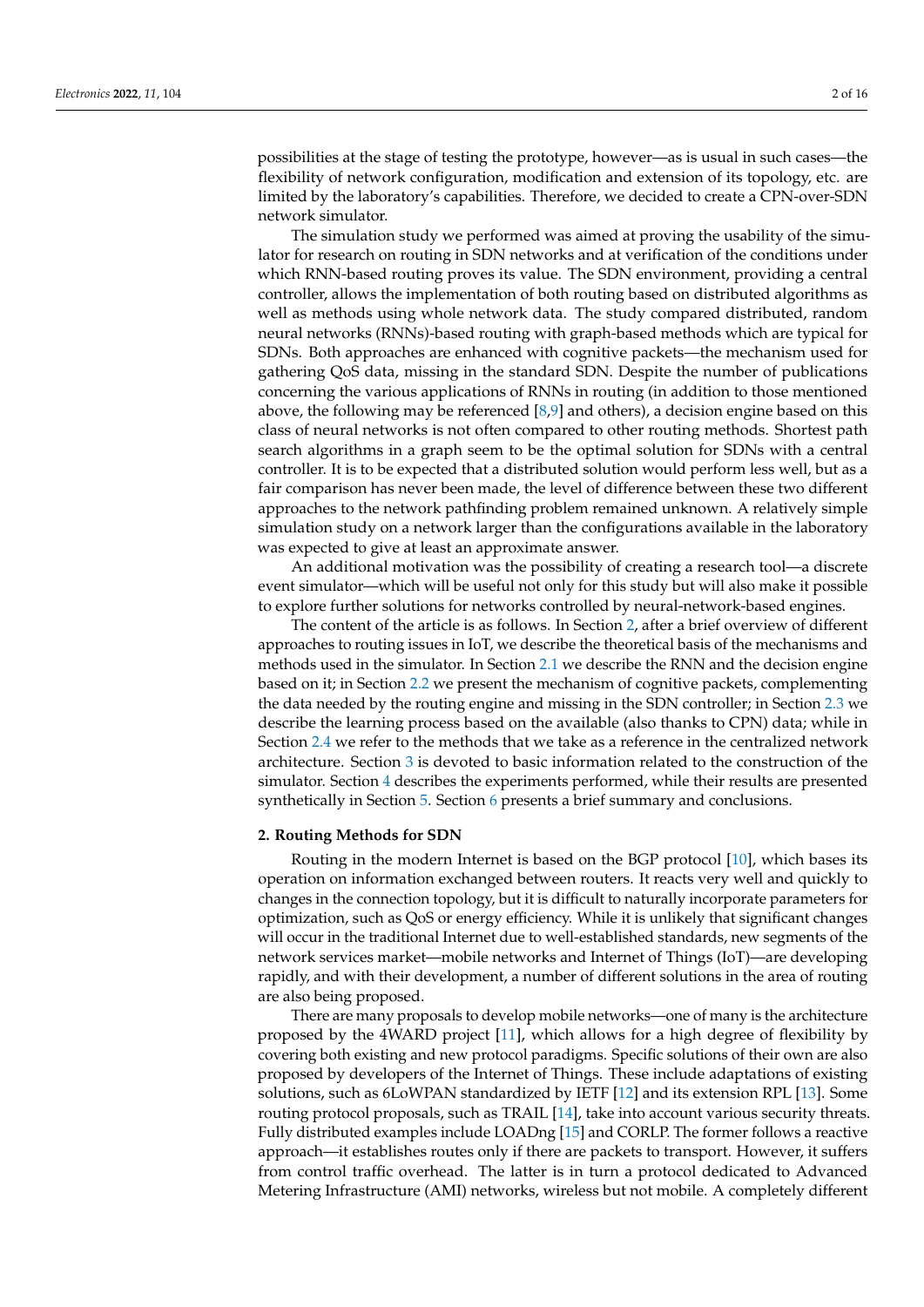possibilities at the stage of testing the prototype, however—as is usual in such cases—the flexibility of network configuration, modification and extension of its topology, etc. are limited by the laboratory's capabilities. Therefore, we decided to create a CPN-over-SDN network simulator.

The simulation study we performed was aimed at proving the usability of the simulator for research on routing in SDN networks and at verification of the conditions under which RNN-based routing proves its value. The SDN environment, providing a central controller, allows the implementation of both routing based on distributed algorithms as well as methods using whole network data. The study compared distributed, random neural networks (RNNs)-based routing with graph-based methods which are typical for SDNs. Both approaches are enhanced with cognitive packets—the mechanism used for gathering QoS data, missing in the standard SDN. Despite the number of publications concerning the various applications of RNNs in routing (in addition to those mentioned above, the following may be referenced [8,9] and others), a decision engine based on this class of neural networks is not often compared to other routing methods. Shortest path search algorithms in a graph seem to be the optimal solution for SDNs with a central controller. It is to be expected that a distributed solution would perform less well, but as a fair comparison has never been made, the level of difference between these two different approaches to the network pathfinding problem remained unknown. A relatively simple simulation study on a network larger than the configurations available in the laboratory was expected to give at least an approximate answer.

An additional motivation was the possibility of creating a research tool—a discrete event simulator—which will be useful not only for this study but will also make it possible to explore further solutions for networks controlled by neural-network-based engines.

The content of the article is as follows. In Section 2, after a brief overview of different approaches to routing issues in IoT, we describe the theoretical basis of the mechanisms and methods used in the simulator. In Section 2.1 we describe the RNN and the decision engine based on it; in Section 2.2 we present the mechanism of cognitive packets, complementing the data needed by the routing engine and missing in the SDN controller; in Section 2.3 we describe the learning process based on the available (also thanks to CPN) data; while in Section 2.4 we refer to the methods that we take as a reference in the centralized network architecture. Section 3 is devoted to basic information related to the construction of the simulator. Section 4 describes the experiments performed, while their results are presented synthetically in Section 5. Section 6 presents a brief summary and conclusions.

## 2. Routing Methods for SDN

Routing in the modern Internet is based on the BGP protocol [10], which bases its operation on information exchanged between routers. It reacts very well and quickly to changes in the connection topology, but it is difficult to naturally incorporate parameters for optimization, such as QoS or energy efficiency. While it is unlikely that significant changes will occur in the traditional Internet due to well-established standards, new segments of the network services market—mobile networks and Internet of Things (IoT)—are developing rapidly, and with their development, a number of different solutions in the area of routing are also being proposed.

There are many proposals to develop mobile networks—one of many is the architecture proposed by the 4WARD project [11], which allows for a high degree of flexibility by covering both existing and new protocol paradigms. Specific solutions of their own are also proposed by developers of the Internet of Things. These include adaptations of existing solutions, such as 6LoWPAN standardized by IETF [12] and its extension RPL [13]. Some routing protocol proposals, such as TRAIL [14], take into account various security threats. Fully distributed examples include LOADng [15] and CORLP. The former follows a reactive approach—it establishes routes only if there are packets to transport. However, it suffers from control traffic overhead. The latter is in turn a protocol dedicated to Advanced Metering Infrastructure (AMI) networks, wireless but not mobile. A completely different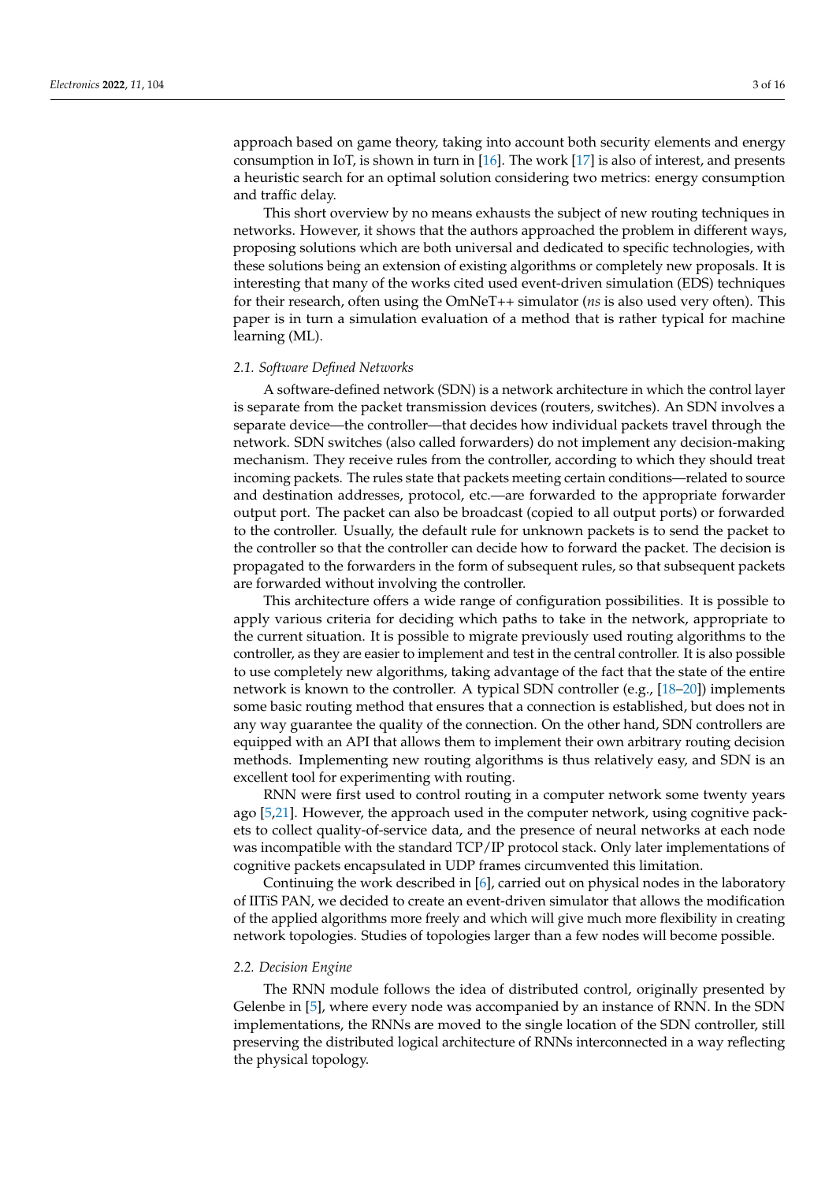approach based on game theory, taking into account both security elements and energy consumption in IoT, is shown in turn in [16]. The work [17] is also of interest, and presents a heuristic search for an optimal solution considering two metrics: energy consumption and traffic delay.

This short overview by no means exhausts the subject of new routing techniques in networks. However, it shows that the authors approached the problem in different ways, proposing solutions which are both universal and dedicated to specific technologies, with these solutions being an extension of existing algorithms or completely new proposals. It is interesting that many of the works cited used event-driven simulation (EDS) techniques for their research, often using the OmNeT++ simulator (*ns* is also used very often). This paper is in turn a simulation evaluation of a method that is rather typical for machine learning (ML).

### *2.1. Software Defined Networks*

A software-defined network (SDN) is a network architecture in which the control layer is separate from the packet transmission devices (routers, switches). An SDN involves a separate device—the controller—that decides how individual packets travel through the network. SDN switches (also called forwarders) do not implement any decision-making mechanism. They receive rules from the controller, according to which they should treat incoming packets. The rules state that packets meeting certain conditions—related to source and destination addresses, protocol, etc.—are forwarded to the appropriate forwarder output port. The packet can also be broadcast (copied to all output ports) or forwarded to the controller. Usually, the default rule for unknown packets is to send the packet to the controller so that the controller can decide how to forward the packet. The decision is propagated to the forwarders in the form of subsequent rules, so that subsequent packets are forwarded without involving the controller.

This architecture offers a wide range of configuration possibilities. It is possible to apply various criteria for deciding which paths to take in the network, appropriate to the current situation. It is possible to migrate previously used routing algorithms to the controller, as they are easier to implement and test in the central controller. It is also possible to use completely new algorithms, taking advantage of the fact that the state of the entire network is known to the controller. A typical SDN controller (e.g., [18–20]) implements some basic routing method that ensures that a connection is established, but does not in any way guarantee the quality of the connection. On the other hand, SDN controllers are equipped with an API that allows them to implement their own arbitrary routing decision methods. Implementing new routing algorithms is thus relatively easy, and SDN is an excellent tool for experimenting with routing.

RNN were first used to control routing in a computer network some twenty years ago [5,21]. However, the approach used in the computer network, using cognitive packets to collect quality-of-service data, and the presence of neural networks at each node was incompatible with the standard TCP/IP protocol stack. Only later implementations of cognitive packets encapsulated in UDP frames circumvented this limitation.

Continuing the work described in [6], carried out on physical nodes in the laboratory of IITiS PAN, we decided to create an event-driven simulator that allows the modification of the applied algorithms more freely and which will give much more flexibility in creating network topologies. Studies of topologies larger than a few nodes will become possible.

### *2.2. Decision Engine*

The RNN module follows the idea of distributed control, originally presented by Gelenbe in [5], where every node was accompanied by an instance of RNN. In the SDN implementations, the RNNs are moved to the single location of the SDN controller, still preserving the distributed logical architecture of RNNs interconnected in a way reflecting the physical topology.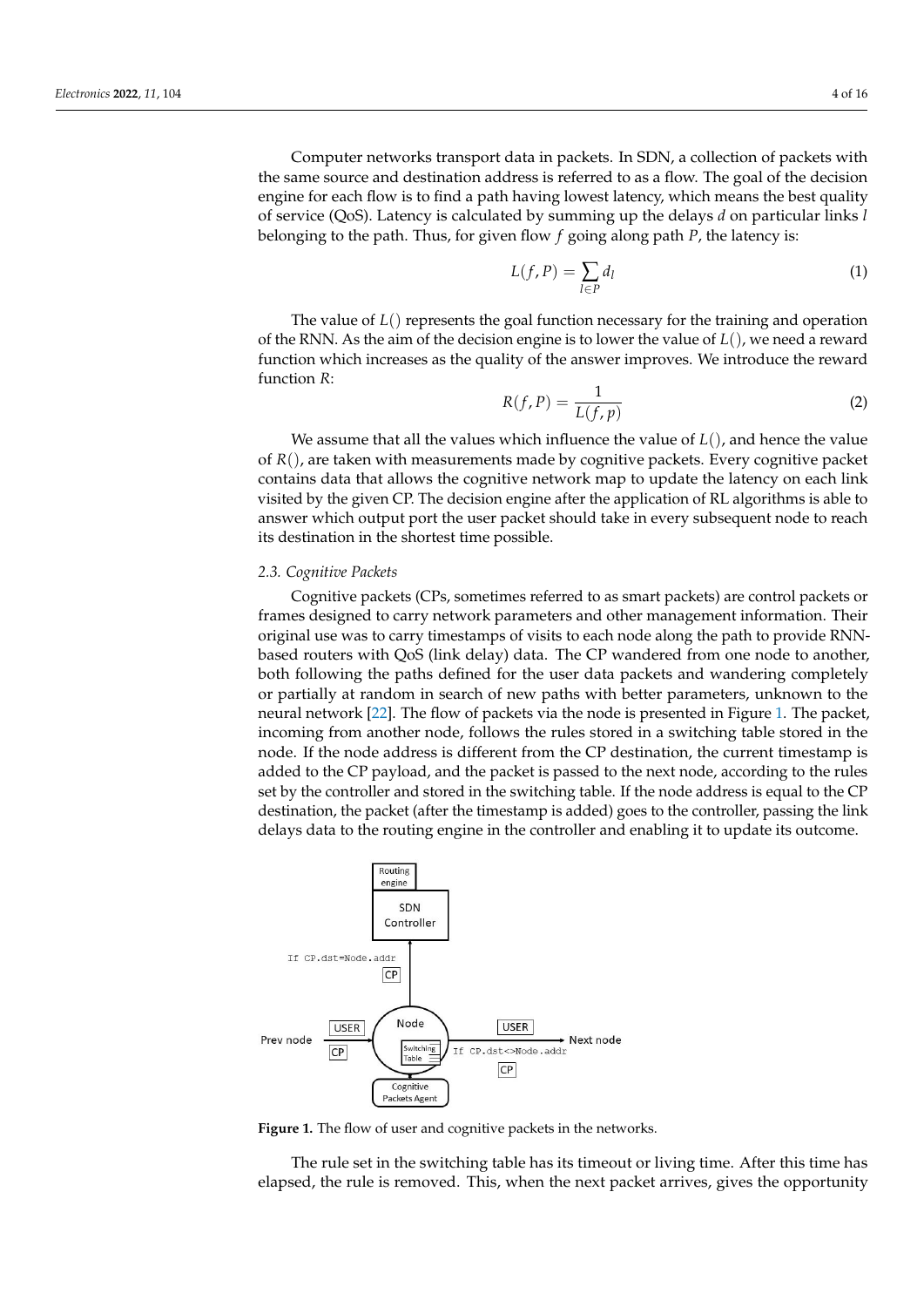Computer networks transport data in packets. In SDN, a collection of packets with the same source and destination address is referred to as a flow. The goal of the decision engine for each flow is to find a path having lowest latency, which means the best quality of service (QoS). Latency is calculated by summing up the delays $d$ on particular links $l$ belonging to the path. Thus, for given flow $f$ going along path $P$, the latency is:

$$L(f, P) = \sum_{l \in P} d_l \tag{1}$$

The value of $L()$ represents the goal function necessary for the training and operation of the RNN. As the aim of the decision engine is to lower the value of $L()$, we need a reward function which increases as the quality of the answer improves. We introduce the reward function $R$:

$$R(f, P) = \frac{1}{L(f, p)} \tag{2}$$

We assume that all the values which influence the value of $L()$, and hence the value of $R()$, are taken with measurements made by cognitive packets. Every cognitive packet contains data that allows the cognitive network map to update the latency on each link visited by the given CP. The decision engine after the application of RL algorithms is able to answer which output port the user packet should take in every subsequent node to reach its destination in the shortest time possible.

### 2.3. Cognitive Packets

Cognitive packets (CPs, sometimes referred to as smart packets) are control packets or frames designed to carry network parameters and other management information. Their original use was to carry timestamps of visits to each node along the path to provide RNN-based routers with QoS (link delay) data. The CP wandered from one node to another, both following the paths defined for the user data packets and wandering completely or partially at random in search of new paths with better parameters, unknown to the neural network [22]. The flow of packets via the node is presented in Figure 1. The packet, incoming from another node, follows the rules stored in a switching table stored in the node. If the node address is different from the CP destination, the current timestamp is added to the CP payload, and the packet is passed to the next node, according to the rules set by the controller and stored in the switching table. If the node address is equal to the CP destination, the packet (after the timestamp is added) goes to the controller, passing the link delays data to the routing engine in the controller and enabling it to update its outcome.

**Figure 1.** The flow of user and cognitive packets in the networks.

The rule set in the switching table has its timeout or living time. After this time has elapsed, the rule is removed. This, when the next packet arrives, gives the opportunity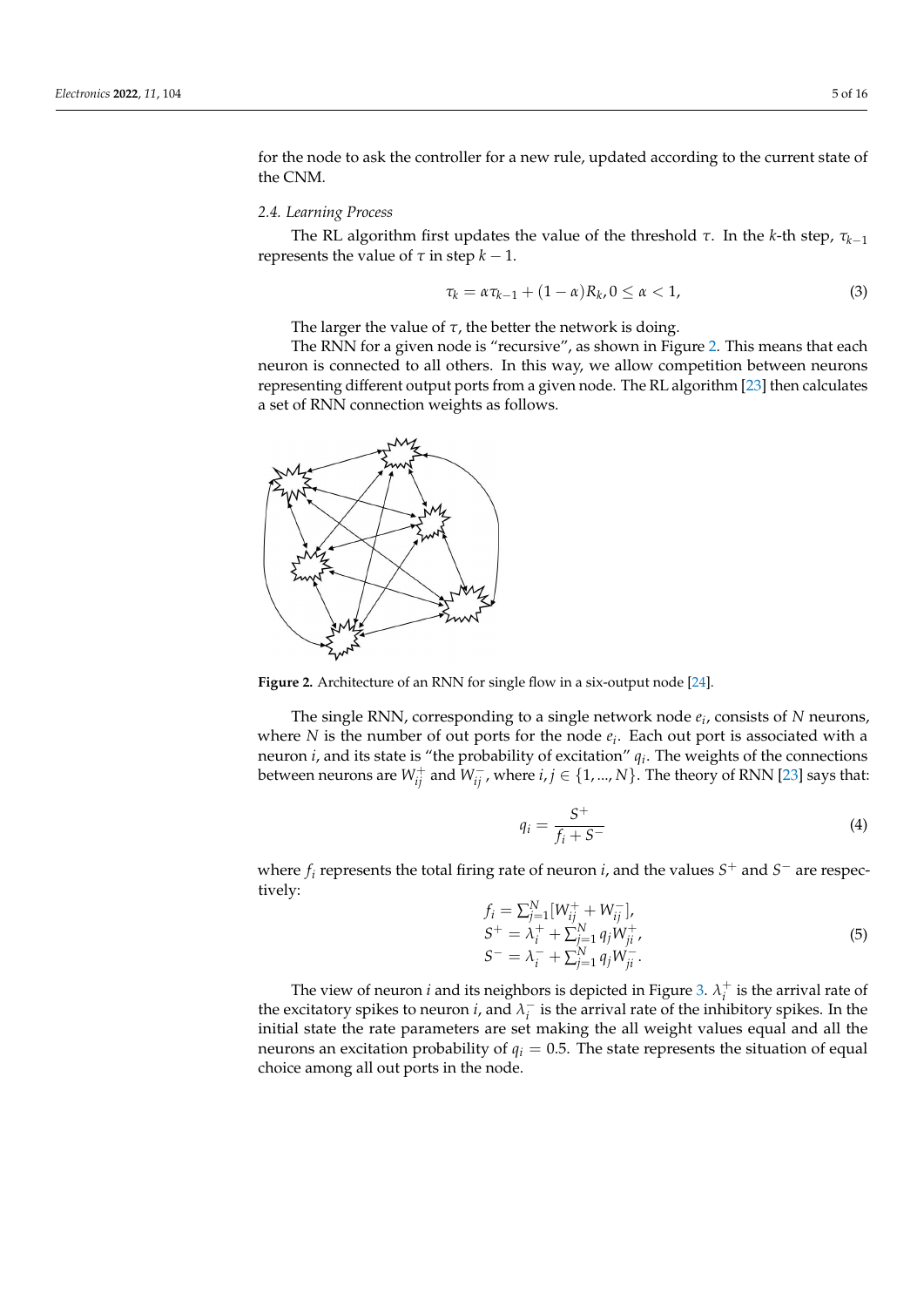for the node to ask the controller for a new rule, updated according to the current state of the CNM.

### 2.4. Learning Process

The RL algorithm first updates the value of the threshold $\tau$. In the $k$-th step, $\tau_{k-1}$ represents the value of $\tau$ in step $k-1$.

$$\tau_k = \alpha \tau_{k-1} + (1-\alpha) R_k, 0 \leq \alpha < 1, \tag{3}$$

The larger the value of $\tau$, the better the network is doing.

The RNN for a given node is "recursive", as shown in Figure 2. This means that each neuron is connected to all others. In this way, we allow competition between neurons representing different output ports from a given node. The RL algorithm [23] then calculates a set of RNN connection weights as follows.

**Figure 2.** Architecture of an RNN for single flow in a six-output node [24].

The single RNN, corresponding to a single network node $e_i$, consists of $N$ neurons, where $N$ is the number of out ports for the node $e_i$. Each out port is associated with a neuron $i$, and its state is "the probability of excitation" $q_i$. The weights of the connections between neurons are $W^+_{ij}$ and $W^-_{ij}$, where $i, j \in \{1, ..., N\}$. The theory of RNN [23] says that:

$$q_i = \frac{S^+}{f_i + S^-} \tag{4}$$

where $f_i$ represents the total firing rate of neuron $i$, and the values $S^+$ and $S^-$ are respectively:

$$\begin{aligned} f_i &= \textstyle\sum_{j=1}^{N} [W^+_{ij} + W^-_{ij}], \\ S^+ &= \lambda^+_i + \textstyle\sum_{j=1}^{N} q_j W^+_{ji}, \\ S^- &= \lambda^-_i + \textstyle\sum_{j=1}^{N} q_j W^-_{ji}. \end{aligned} \tag{5}$$

The view of neuron $i$ and its neighbors is depicted in Figure 3. $\lambda^+_i$ is the arrival rate of the excitatory spikes to neuron $i$, and $\lambda^-_i$ is the arrival rate of the inhibitory spikes. In the initial state the rate parameters are set making the all weight values equal and all the neurons an excitation probability of $q_i = 0.5$. The state represents the situation of equal choice among all out ports in the node.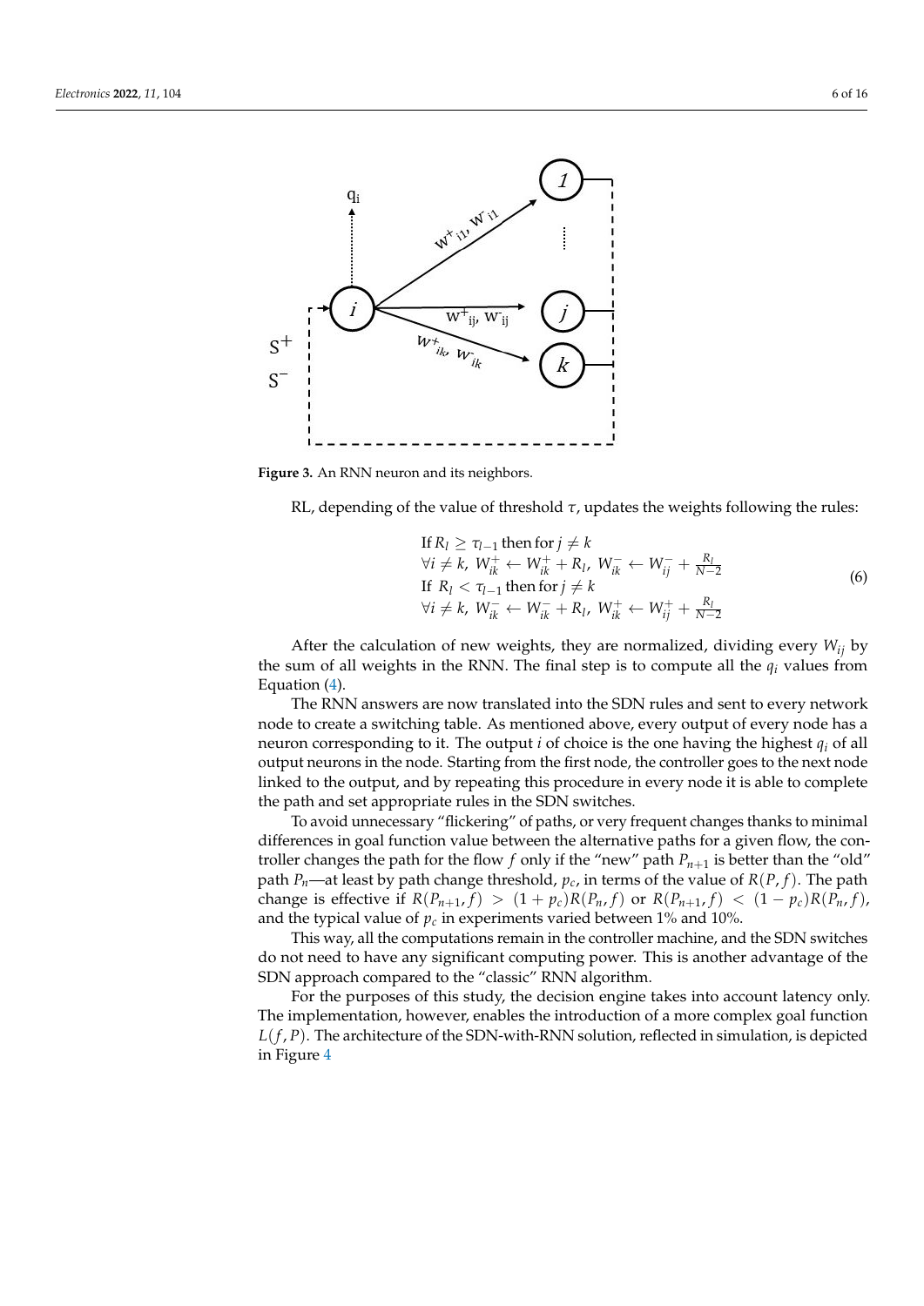**Figure 3.** An RNN neuron and its neighbors.

RL, depending of the value of threshold $\tau$, updates the weights following the rules:

$$
\begin{aligned}
&\text{If } R_l \geq \tau_{l-1} \text{ then for } j \neq k \\
&\forall i \neq k,\ W^+_{ik} \leftarrow W^+_{ik} + R_l,\ W^-_{ik} \leftarrow W^-_{ij} + \frac{R_l}{N-2} \\
&\text{If } R_l < \tau_{l-1} \text{ then for } j \neq k \\
&\forall i \neq k,\ W^-_{ik} \leftarrow W^-_{ik} + R_l,\ W^+_{ik} \leftarrow W^+_{ij} + \frac{R_l}{N-2}
\end{aligned}
\tag{6}
$$

After the calculation of new weights, they are normalized, dividing every $W_{ij}$ by the sum of all weights in the RNN. The final step is to compute all the $q_i$ values from Equation (4).

The RNN answers are now translated into the SDN rules and sent to every network node to create a switching table. As mentioned above, every output of every node has a neuron corresponding to it. The output $i$ of choice is the one having the highest $q_i$ of all output neurons in the node. Starting from the first node, the controller goes to the next node linked to the output, and by repeating this procedure in every node it is able to complete the path and set appropriate rules in the SDN switches.

To avoid unnecessary "flickering" of paths, or very frequent changes thanks to minimal differences in goal function value between the alternative paths for a given flow, the controller changes the path for the flow $f$ only if the "new" path $P_{n+1}$ is better than the "old" path $P_n$—at least by path change threshold, $p_c$, in terms of the value of $R(P, f)$. The path change is effective if $R(P_{n+1}, f) > (1 + p_c)R(P_n, f)$ or $R(P_{n+1}, f) < (1 - p_c)R(P_n, f)$, and the typical value of $p_c$ in experiments varied between 1% and 10%.

This way, all the computations remain in the controller machine, and the SDN switches do not need to have any significant computing power. This is another advantage of the SDN approach compared to the "classic" RNN algorithm.

For the purposes of this study, the decision engine takes into account latency only. The implementation, however, enables the introduction of a more complex goal function $L(f, P)$. The architecture of the SDN-with-RNN solution, reflected in simulation, is depicted in Figure 4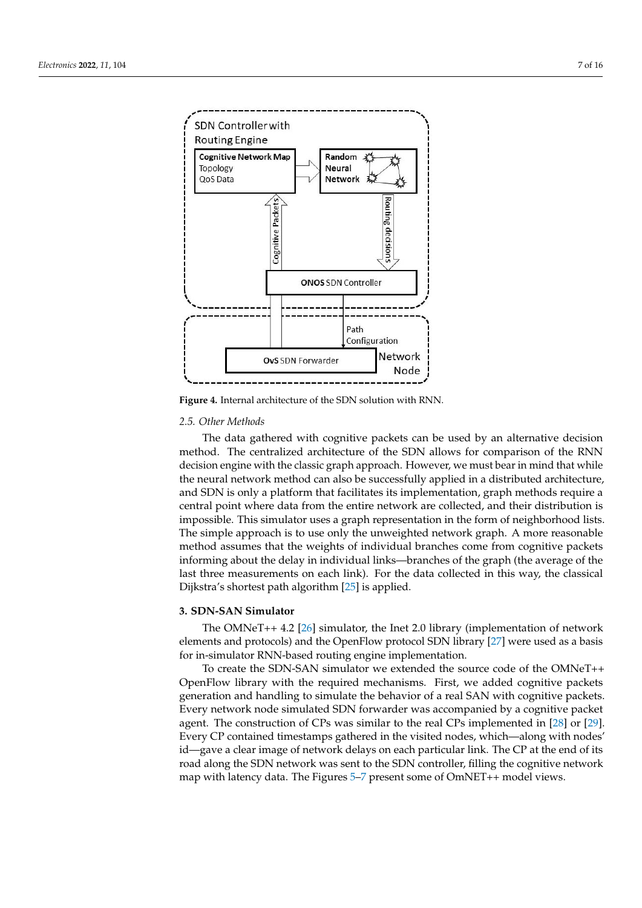Figure 4. Internal architecture of the SDN solution with RNN.

### 2.5. Other Methods

The data gathered with cognitive packets can be used by an alternative decision method. The centralized architecture of the SDN allows for comparison of the RNN decision engine with the classic graph approach. However, we must bear in mind that while the neural network method can also be successfully applied in a distributed architecture, and SDN is only a platform that facilitates its implementation, graph methods require a central point where data from the entire network are collected, and their distribution is impossible. This simulator uses a graph representation in the form of neighborhood lists. The simple approach is to use only the unweighted network graph. A more reasonable method assumes that the weights of individual branches come from cognitive packets informing about the delay in individual links—branches of the graph (the average of the last three measurements on each link). For the data collected in this way, the classical Dijkstra's shortest path algorithm [25] is applied.

## 3. SDN-SAN Simulator

The OMNeT++ 4.2 [26] simulator, the Inet 2.0 library (implementation of network elements and protocols) and the OpenFlow protocol SDN library [27] were used as a basis for in-simulator RNN-based routing engine implementation.

To create the SDN-SAN simulator we extended the source code of the OMNeT++ OpenFlow library with the required mechanisms. First, we added cognitive packets generation and handling to simulate the behavior of a real SAN with cognitive packets. Every network node simulated SDN forwarder was accompanied by a cognitive packet agent. The construction of CPs was similar to the real CPs implemented in [28] or [29]. Every CP contained timestamps gathered in the visited nodes, which—along with nodes' id—gave a clear image of network delays on each particular link. The CP at the end of its road along the SDN network was sent to the SDN controller, filling the cognitive network map with latency data. The Figures 5–7 present some of OmNET++ model views.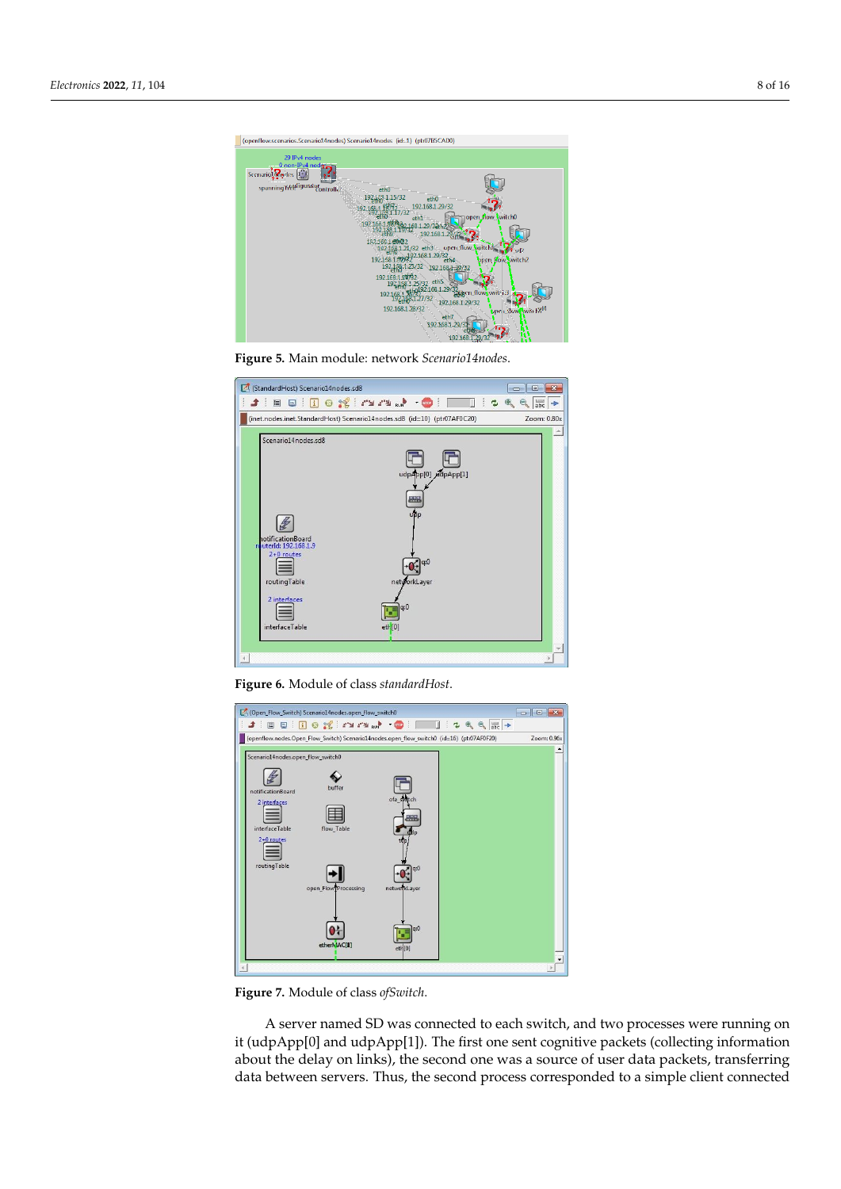**Figure 5.** Main module: network *Scenario14nodes*.

**Figure 6.** Module of class *standardHost*.

**Figure 7.** Module of class *ofSwitch*.

A server named SD was connected to each switch, and two processes were running on it (udpApp[0] and udpApp[1]). The first one sent cognitive packets (collecting information about the delay on links), the second one was a source of user data packets, transferring data between servers. Thus, the second process corresponded to a simple client connected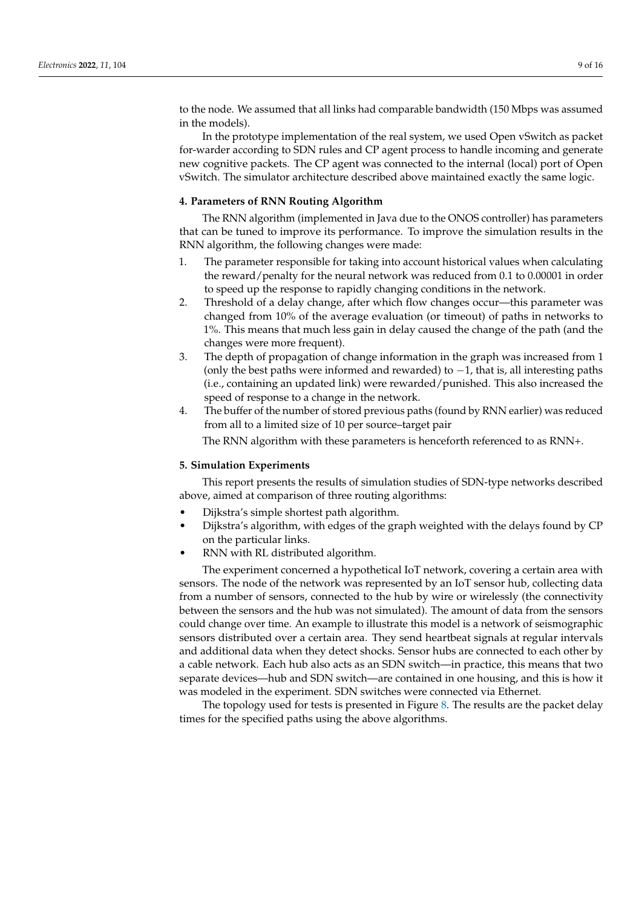to the node. We assumed that all links had comparable bandwidth (150 Mbps was assumed in the models).

In the prototype implementation of the real system, we used Open vSwitch as packet for-warder according to SDN rules and CP agent process to handle incoming and generate new cognitive packets. The CP agent was connected to the internal (local) port of Open vSwitch. The simulator architecture described above maintained exactly the same logic.

## 4. Parameters of RNN Routing Algorithm

The RNN algorithm (implemented in Java due to the ONOS controller) has parameters that can be tuned to improve its performance. To improve the simulation results in the RNN algorithm, the following changes were made:

1. The parameter responsible for taking into account historical values when calculating the reward/penalty for the neural network was reduced from 0.1 to 0.00001 in order to speed up the response to rapidly changing conditions in the network.
2. Threshold of a delay change, after which flow changes occur—this parameter was changed from 10% of the average evaluation (or timeout) of paths in networks to 1%. This means that much less gain in delay caused the change of the path (and the changes were more frequent).
3. The depth of propagation of change information in the graph was increased from 1 (only the best paths were informed and rewarded) to $-1$, that is, all interesting paths (i.e., containing an updated link) were rewarded/punished. This also increased the speed of response to a change in the network.
4. The buffer of the number of stored previous paths (found by RNN earlier) was reduced from all to a limited size of 10 per source–target pair

The RNN algorithm with these parameters is henceforth referenced to as RNN+.

## 5. Simulation Experiments

This report presents the results of simulation studies of SDN-type networks described above, aimed at comparison of three routing algorithms:

- Dijkstra's simple shortest path algorithm.
- Dijkstra's algorithm, with edges of the graph weighted with the delays found by CP on the particular links.
- RNN with RL distributed algorithm.

The experiment concerned a hypothetical IoT network, covering a certain area with sensors. The node of the network was represented by an IoT sensor hub, collecting data from a number of sensors, connected to the hub by wire or wirelessly (the connectivity between the sensors and the hub was not simulated). The amount of data from the sensors could change over time. An example to illustrate this model is a network of seismographic sensors distributed over a certain area. They send heartbeat signals at regular intervals and additional data when they detect shocks. Sensor hubs are connected to each other by a cable network. Each hub also acts as an SDN switch—in practice, this means that two separate devices—hub and SDN switch—are contained in one housing, and this is how it was modeled in the experiment. SDN switches were connected via Ethernet.

The topology used for tests is presented in Figure 8. The results are the packet delay times for the specified paths using the above algorithms.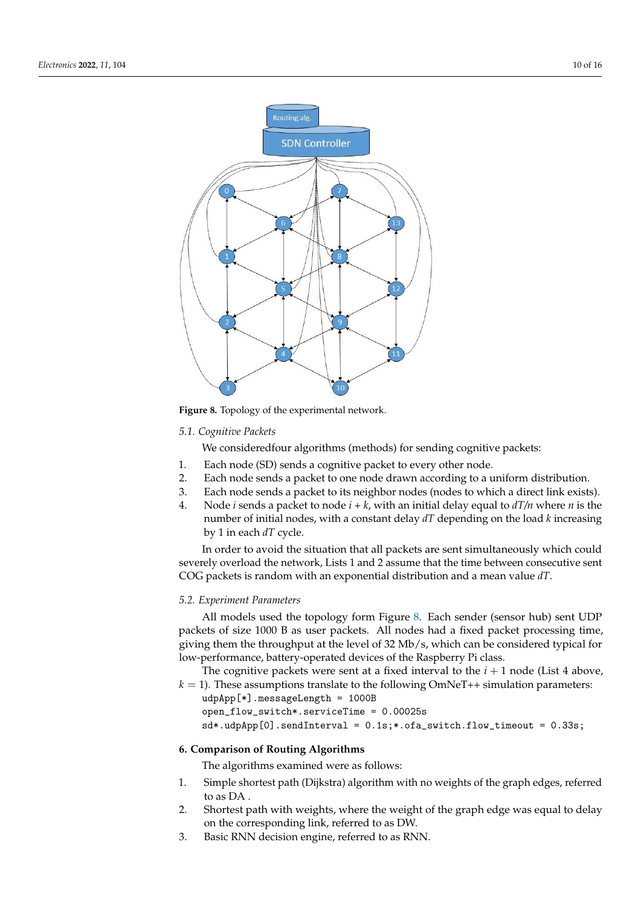**Figure 8.** Topology of the experimental network.

### 5.1. Cognitive Packets

We consideredfour algorithms (methods) for sending cognitive packets:

1. Each node (SD) sends a cognitive packet to every other node.
2. Each node sends a packet to one node drawn according to a uniform distribution.
3. Each node sends a packet to its neighbor nodes (nodes to which a direct link exists).
4. Node $i$ sends a packet to node $i + k$, with an initial delay equal to $dT/n$ where $n$ is the number of initial nodes, with a constant delay $dT$ depending on the load $k$ increasing by 1 in each $dT$ cycle.

In order to avoid the situation that all packets are sent simultaneously which could severely overload the network, Lists 1 and 2 assume that the time between consecutive sent COG packets is random with an exponential distribution and a mean value $dT$.

### 5.2. Experiment Parameters

All models used the topology form Figure 8. Each sender (sensor hub) sent UDP packets of size 1000 B as user packets. All nodes had a fixed packet processing time, giving them the throughput at the level of 32 Mb/s, which can be considered typical for low-performance, battery-operated devices of the Raspberry Pi class.

The cognitive packets were sent at a fixed interval to the $i + 1$ node (List 4 above, $k = 1$). These assumptions translate to the following OmNeT++ simulation parameters:

```
udpApp[*].messageLength = 1000B
open_flow_switch*.serviceTime = 0.00025s
sd*.udpApp[0].sendInterval = 0.1s;*.ofa_switch.flow_timeout = 0.33s;
```

## 6. Comparison of Routing Algorithms

The algorithms examined were as follows:

1. Simple shortest path (Dijkstra) algorithm with no weights of the graph edges, referred to as DA .
2. Shortest path with weights, where the weight of the graph edge was equal to delay on the corresponding link, referred to as DW.
3. Basic RNN decision engine, referred to as RNN.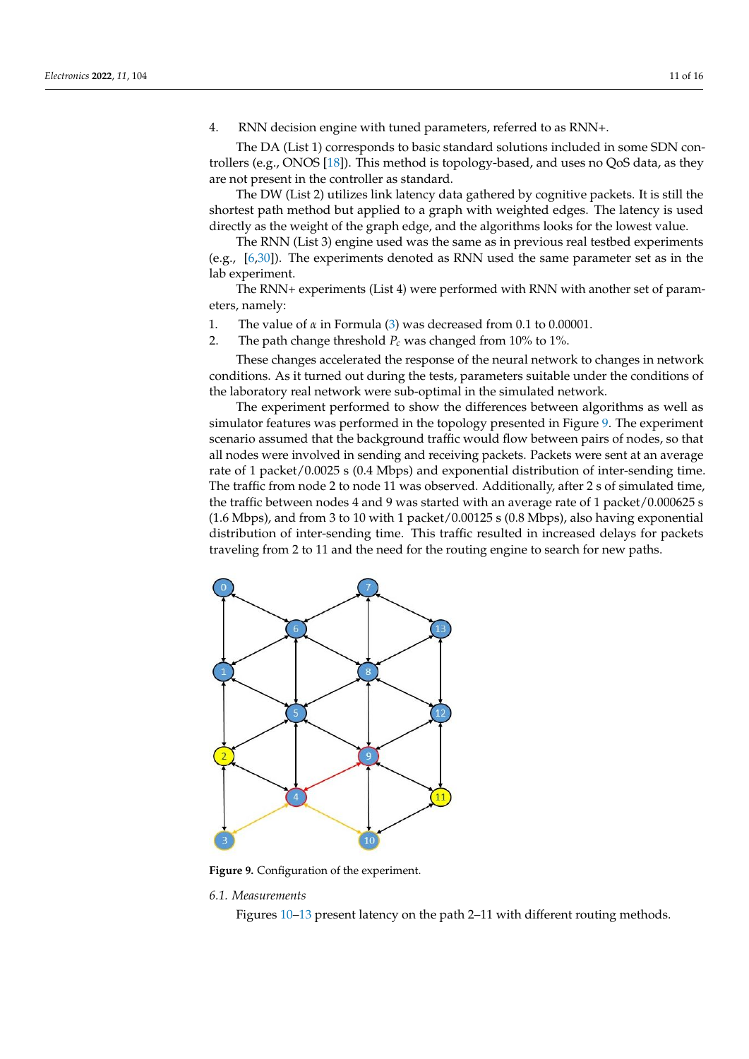4. RNN decision engine with tuned parameters, referred to as RNN+.

The DA (List 1) corresponds to basic standard solutions included in some SDN controllers (e.g., ONOS [18]). This method is topology-based, and uses no QoS data, as they are not present in the controller as standard.

The DW (List 2) utilizes link latency data gathered by cognitive packets. It is still the shortest path method but applied to a graph with weighted edges. The latency is used directly as the weight of the graph edge, and the algorithms looks for the lowest value.

The RNN (List 3) engine used was the same as in previous real testbed experiments (e.g., [6,30]). The experiments denoted as RNN used the same parameter set as in the lab experiment.

The RNN+ experiments (List 4) were performed with RNN with another set of parameters, namely:

1. The value of $\alpha$ in Formula (3) was decreased from 0.1 to 0.00001.
2. The path change threshold $P_c$ was changed from 10% to 1%.

These changes accelerated the response of the neural network to changes in network conditions. As it turned out during the tests, parameters suitable under the conditions of the laboratory real network were sub-optimal in the simulated network.

The experiment performed to show the differences between algorithms as well as simulator features was performed in the topology presented in Figure 9. The experiment scenario assumed that the background traffic would flow between pairs of nodes, so that all nodes were involved in sending and receiving packets. Packets were sent at an average rate of 1 packet/0.0025 s (0.4 Mbps) and exponential distribution of inter-sending time. The traffic from node 2 to node 11 was observed. Additionally, after 2 s of simulated time, the traffic between nodes 4 and 9 was started with an average rate of 1 packet/0.000625 s (1.6 Mbps), and from 3 to 10 with 1 packet/0.00125 s (0.8 Mbps), also having exponential distribution of inter-sending time. This traffic resulted in increased delays for packets traveling from 2 to 11 and the need for the routing engine to search for new paths.

**Figure 9.** Configuration of the experiment.

### *6.1. Measurements*

Figures 10–13 present latency on the path 2–11 with different routing methods.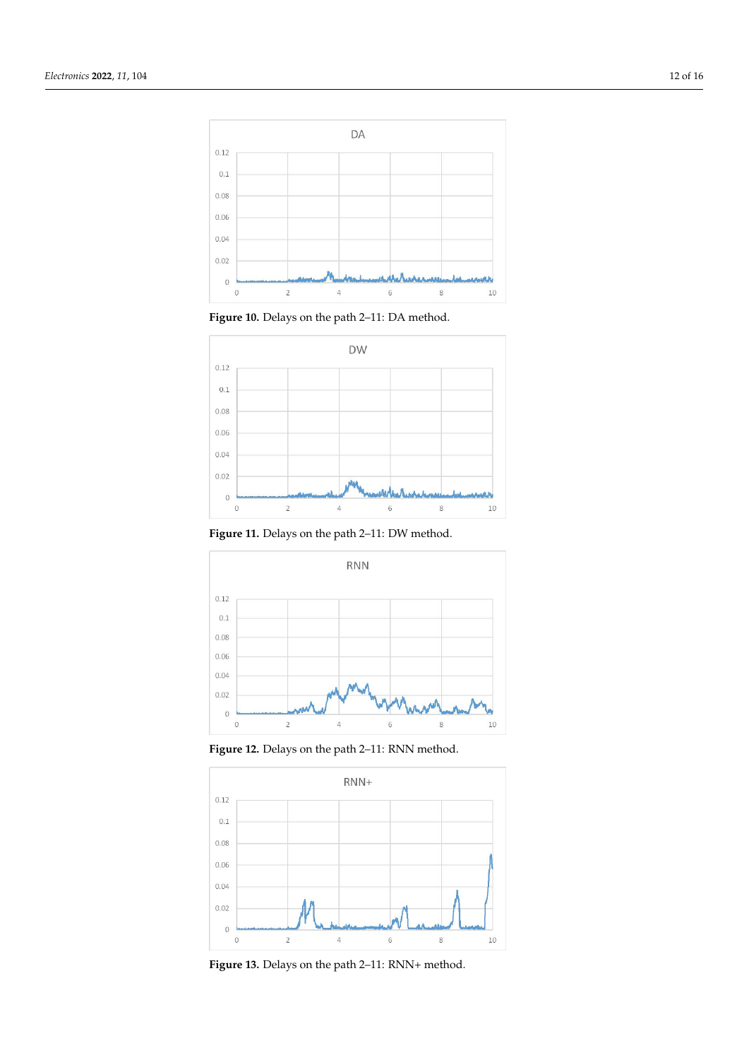**Figure 10.** Delays on the path 2–11: DA method.

**Figure 11.** Delays on the path 2–11: DW method.

**Figure 12.** Delays on the path 2–11: RNN method.

**Figure 13.** Delays on the path 2–11: RNN+ method.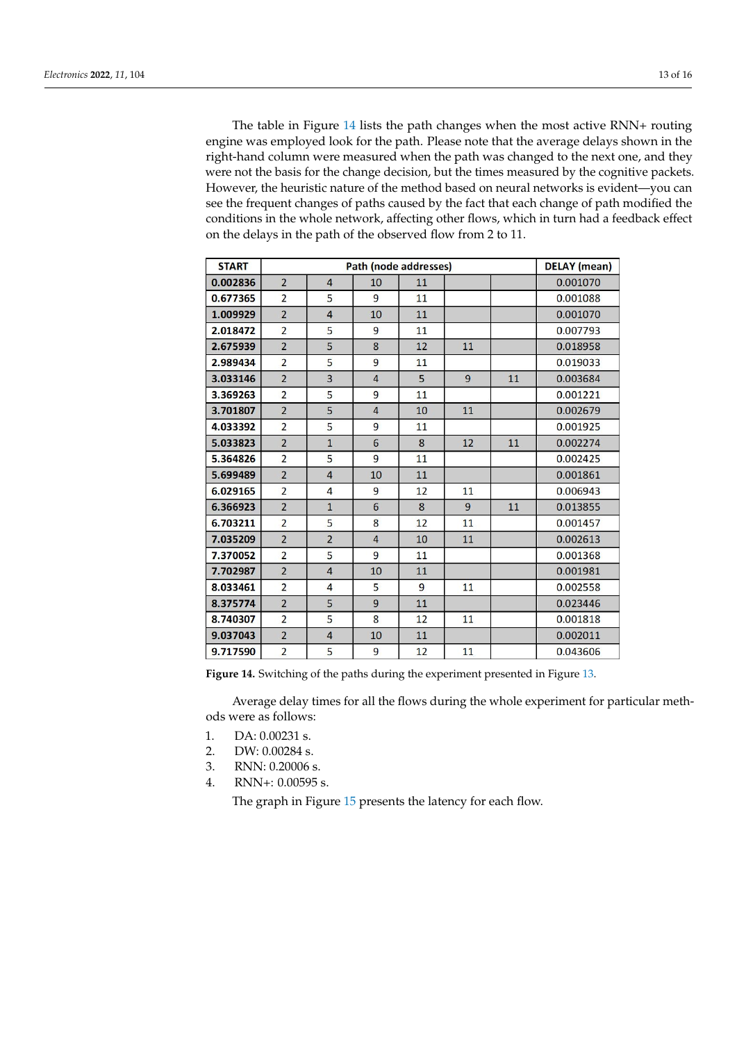The table in Figure 14 lists the path changes when the most active RNN+ routing engine was employed look for the path. Please note that the average delays shown in the right-hand column were measured when the path was changed to the next one, and they were not the basis for the change decision, but the times measured by the cognitive packets. However, the heuristic nature of the method based on neural networks is evident—you can see the frequent changes of paths caused by the fact that each change of path modified the conditions in the whole network, affecting other flows, which in turn had a feedback effect on the delays in the path of the observed flow from 2 to 11.

| START | Path (node addresses) | | | | | | DELAY (mean) |
|---|---|---|---|---|---|---|---|
| **0.002836** | 2 | 4 | 10 | 11 | | | 0.001070 |
| **0.677365** | 2 | 5 | 9 | 11 | | | 0.001088 |
| **1.009929** | 2 | 4 | 10 | 11 | | | 0.001070 |
| **2.018472** | 2 | 5 | 9 | 11 | | | 0.007793 |
| **2.675939** | 2 | 5 | 8 | 12 | 11 | | 0.018958 |
| **2.989434** | 2 | 5 | 9 | 11 | | | 0.019033 |
| **3.033146** | 2 | 3 | 4 | 5 | 9 | 11 | 0.003684 |
| **3.369263** | 2 | 5 | 9 | 11 | | | 0.001221 |
| **3.701807** | 2 | 5 | 4 | 10 | 11 | | 0.002679 |
| **4.033392** | 2 | 5 | 9 | 11 | | | 0.001925 |
| **5.033823** | 2 | 1 | 6 | 8 | 12 | 11 | 0.002274 |
| **5.364826** | 2 | 5 | 9 | 11 | | | 0.002425 |
| **5.699489** | 2 | 4 | 10 | 11 | | | 0.001861 |
| **6.029165** | 2 | 4 | 9 | 12 | 11 | | 0.006943 |
| **6.366923** | 2 | 1 | 6 | 8 | 9 | 11 | 0.013855 |
| **6.703211** | 2 | 5 | 8 | 12 | 11 | | 0.001457 |
| **7.035209** | 2 | 2 | 4 | 10 | 11 | | 0.002613 |
| **7.370052** | 2 | 5 | 9 | 11 | | | 0.001368 |
| **7.702987** | 2 | 4 | 10 | 11 | | | 0.001981 |
| **8.033461** | 2 | 4 | 5 | 9 | 11 | | 0.002558 |
| **8.375774** | 2 | 5 | 9 | 11 | | | 0.023446 |
| **8.740307** | 2 | 5 | 8 | 12 | 11 | | 0.001818 |
| **9.037043** | 2 | 4 | 10 | 11 | | | 0.002011 |
| **9.717590** | 2 | 5 | 9 | 12 | 11 | | 0.043606 |

**Figure 14.** Switching of the paths during the experiment presented in Figure 13.

Average delay times for all the flows during the whole experiment for particular methods were as follows:

1. DA: 0.00231 s.
2. DW: 0.00284 s.
3. RNN: 0.20006 s.
4. RNN+: 0.00595 s.

The graph in Figure 15 presents the latency for each flow.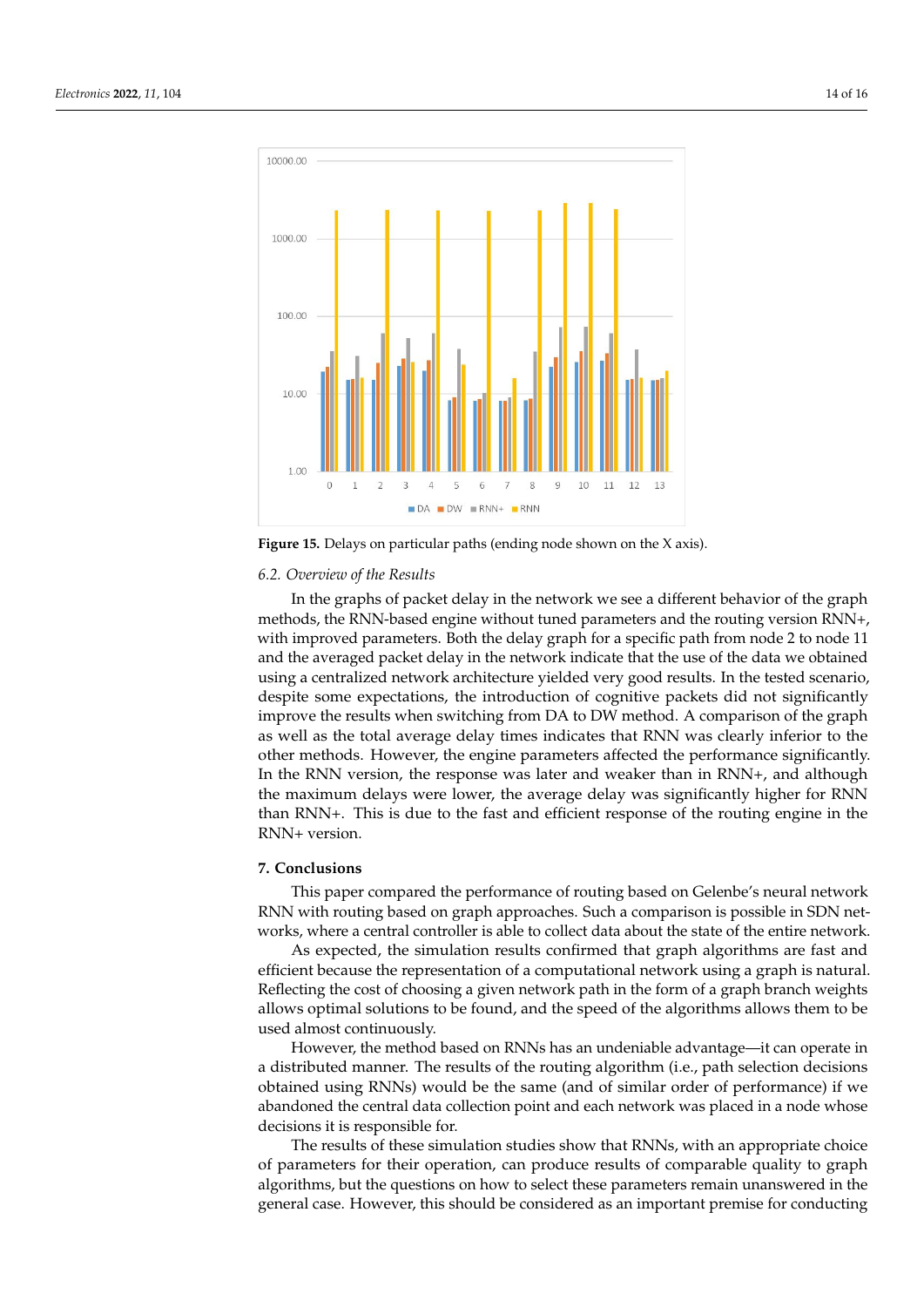**Figure 15.** Delays on particular paths (ending node shown on the X axis).

### 6.2. Overview of the Results

In the graphs of packet delay in the network we see a different behavior of the graph methods, the RNN-based engine without tuned parameters and the routing version RNN+, with improved parameters. Both the delay graph for a specific path from node 2 to node 11 and the averaged packet delay in the network indicate that the use of the data we obtained using a centralized network architecture yielded very good results. In the tested scenario, despite some expectations, the introduction of cognitive packets did not significantly improve the results when switching from DA to DW method. A comparison of the graph as well as the total average delay times indicates that RNN was clearly inferior to the other methods. However, the engine parameters affected the performance significantly. In the RNN version, the response was later and weaker than in RNN+, and although the maximum delays were lower, the average delay was significantly higher for RNN than RNN+. This is due to the fast and efficient response of the routing engine in the RNN+ version.

## 7. Conclusions

This paper compared the performance of routing based on Gelenbe's neural network RNN with routing based on graph approaches. Such a comparison is possible in SDN networks, where a central controller is able to collect data about the state of the entire network.

As expected, the simulation results confirmed that graph algorithms are fast and efficient because the representation of a computational network using a graph is natural. Reflecting the cost of choosing a given network path in the form of a graph branch weights allows optimal solutions to be found, and the speed of the algorithms allows them to be used almost continuously.

However, the method based on RNNs has an undeniable advantage—it can operate in a distributed manner. The results of the routing algorithm (i.e., path selection decisions obtained using RNNs) would be the same (and of similar order of performance) if we abandoned the central data collection point and each network was placed in a node whose decisions it is responsible for.

The results of these simulation studies show that RNNs, with an appropriate choice of parameters for their operation, can produce results of comparable quality to graph algorithms, but the questions on how to select these parameters remain unanswered in the general case. However, this should be considered as an important premise for conducting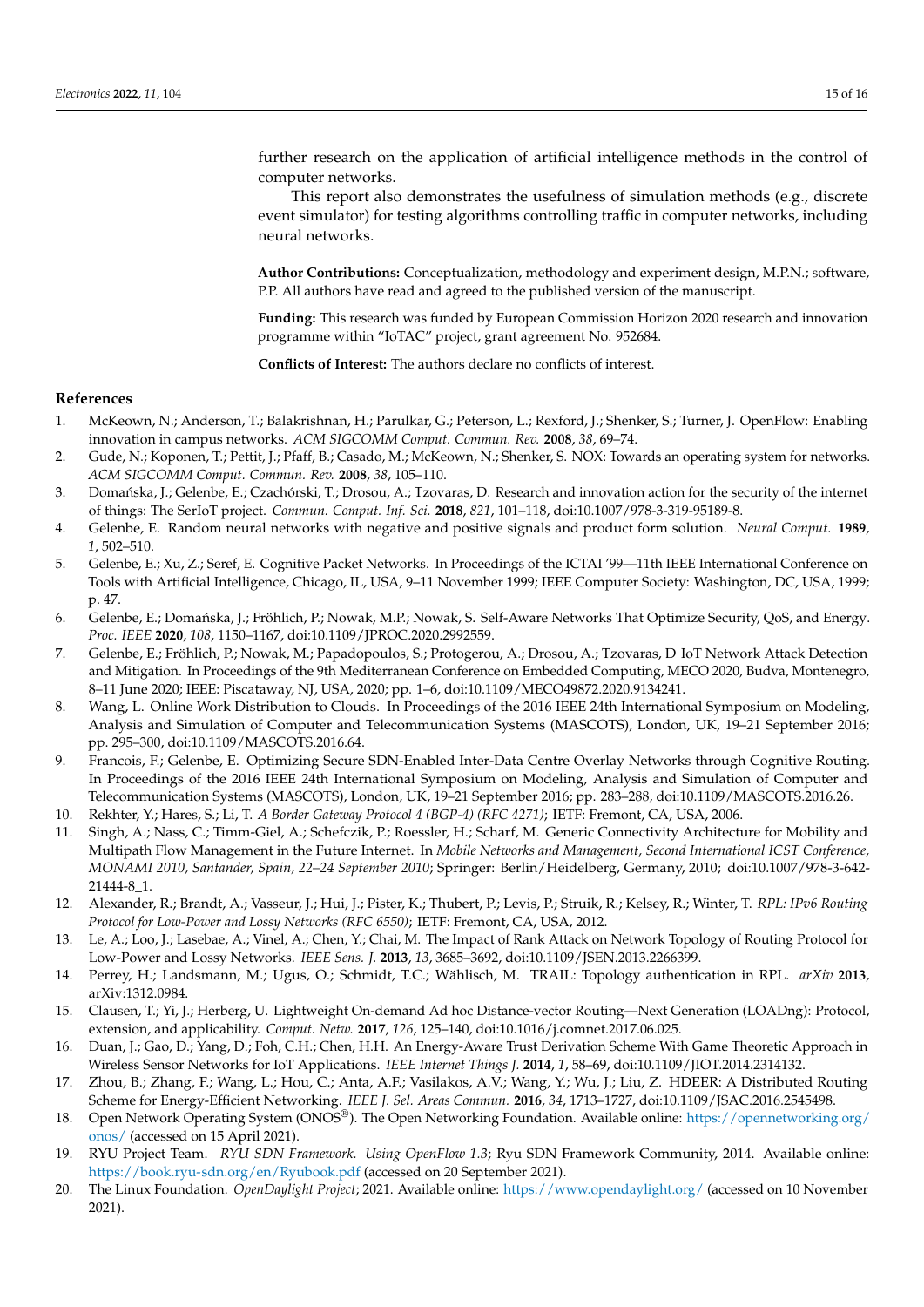further research on the application of artificial intelligence methods in the control of computer networks.

This report also demonstrates the usefulness of simulation methods (e.g., discrete event simulator) for testing algorithms controlling traffic in computer networks, including neural networks.

**Author Contributions:** Conceptualization, methodology and experiment design, M.P.N.; software, P.P. All authors have read and agreed to the published version of the manuscript.

**Funding:** This research was funded by European Commission Horizon 2020 research and innovation programme within "IoTAC" project, grant agreement No. 952684.

**Conflicts of Interest:** The authors declare no conflicts of interest.

## References

1. McKeown, N.; Anderson, T.; Balakrishnan, H.; Parulkar, G.; Peterson, L.; Rexford, J.; Shenker, S.; Turner, J. OpenFlow: Enabling innovation in campus networks. *ACM SIGCOMM Comput. Commun. Rev.* **2008**, *38*, 69–74.
2. Gude, N.; Koponen, T.; Pettit, J.; Pfaff, B.; Casado, M.; McKeown, N.; Shenker, S. NOX: Towards an operating system for networks. *ACM SIGCOMM Comput. Commun. Rev.* **2008**, *38*, 105–110.
3. Domańska, J.; Gelenbe, E.; Czachórski, T.; Drosou, A.; Tzovaras, D. Research and innovation action for the security of the internet of things: The SerIoT project. *Commun. Comput. Inf. Sci.* **2018**, *821*, 101–118, doi:10.1007/978-3-319-95189-8.
4. Gelenbe, E. Random neural networks with negative and positive signals and product form solution. *Neural Comput.* **1989**, *1*, 502–510.
5. Gelenbe, E.; Xu, Z.; Seref, E. Cognitive Packet Networks. In Proceedings of the ICTAI '99—11th IEEE International Conference on Tools with Artificial Intelligence, Chicago, IL, USA, 9–11 November 1999; IEEE Computer Society: Washington, DC, USA, 1999; p. 47.
6. Gelenbe, E.; Domańska, J.; Fröhlich, P.; Nowak, M.P.; Nowak, S. Self-Aware Networks That Optimize Security, QoS, and Energy. *Proc. IEEE* **2020**, *108*, 1150–1167, doi:10.1109/JPROC.2020.2992559.
7. Gelenbe, E.; Fröhlich, P.; Nowak, M.; Papadopoulos, S.; Protogerou, A.; Drosou, A.; Tzovaras, D IoT Network Attack Detection and Mitigation. In Proceedings of the 9th Mediterranean Conference on Embedded Computing, MECO 2020, Budva, Montenegro, 8–11 June 2020; IEEE: Piscataway, NJ, USA, 2020; pp. 1–6, doi:10.1109/MECO49872.2020.9134241.
8. Wang, L. Online Work Distribution to Clouds. In Proceedings of the 2016 IEEE 24th International Symposium on Modeling, Analysis and Simulation of Computer and Telecommunication Systems (MASCOTS), London, UK, 19–21 September 2016; pp. 295–300, doi:10.1109/MASCOTS.2016.64.
9. Francois, F.; Gelenbe, E. Optimizing Secure SDN-Enabled Inter-Data Centre Overlay Networks through Cognitive Routing. In Proceedings of the 2016 IEEE 24th International Symposium on Modeling, Analysis and Simulation of Computer and Telecommunication Systems (MASCOTS), London, UK, 19–21 September 2016; pp. 283–288, doi:10.1109/MASCOTS.2016.26.
10. Rekhter, Y.; Hares, S.; Li, T. *A Border Gateway Protocol 4 (BGP-4) (RFC 4271)*; IETF: Fremont, CA, USA, 2006.
11. Singh, A.; Nass, C.; Timm-Giel, A.; Schefczik, P.; Roessler, H.; Scharf, M. Generic Connectivity Architecture for Mobility and Multipath Flow Management in the Future Internet. In *Mobile Networks and Management, Second International ICST Conference, MONAMI 2010, Santander, Spain, 22–24 September 2010*; Springer: Berlin/Heidelberg, Germany, 2010; doi:10.1007/978-3-642-21444-8_1.
12. Alexander, R.; Brandt, A.; Vasseur, J.; Hui, J.; Pister, K.; Thubert, P.; Levis, P.; Struik, R.; Kelsey, R.; Winter, T. *RPL: IPv6 Routing Protocol for Low-Power and Lossy Networks (RFC 6550)*; IETF: Fremont, CA, USA, 2012.
13. Le, A.; Loo, J.; Lasebae, A.; Vinel, A.; Chen, Y.; Chai, M. The Impact of Rank Attack on Network Topology of Routing Protocol for Low-Power and Lossy Networks. *IEEE Sens. J.* **2013**, *13*, 3685–3692, doi:10.1109/JSEN.2013.2266399.
14. Perrey, H.; Landsmann, M.; Ugus, O.; Schmidt, T.C.; Wählisch, M. TRAIL: Topology authentication in RPL. *arXiv* **2013**, arXiv:1312.0984.
15. Clausen, T.; Yi, J.; Herberg, U. Lightweight On-demand Ad hoc Distance-vector Routing—Next Generation (LOADng): Protocol, extension, and applicability. *Comput. Netw.* **2017**, *126*, 125–140, doi:10.1016/j.comnet.2017.06.025.
16. Duan, J.; Gao, D.; Yang, D.; Foh, C.H.; Chen, H.H. An Energy-Aware Trust Derivation Scheme With Game Theoretic Approach in Wireless Sensor Networks for IoT Applications. *IEEE Internet Things J.* **2014**, *1*, 58–69, doi:10.1109/JIOT.2014.2314132.
17. Zhou, B.; Zhang, F.; Wang, L.; Hou, C.; Anta, A.F.; Vasilakos, A.V.; Wang, Y.; Wu, J.; Liu, Z. HDEER: A Distributed Routing Scheme for Energy-Efficient Networking. *IEEE J. Sel. Areas Commun.* **2016**, *34*, 1713–1727, doi:10.1109/JSAC.2016.2545498.
18. Open Network Operating System (ONOS®). The Open Networking Foundation. Available online: https://opennetworking.org/onos/ (accessed on 15 April 2021).
19. RYU Project Team. *RYU SDN Framework. Using OpenFlow 1.3*; Ryu SDN Framework Community, 2014. Available online: https://book.ryu-sdn.org/en/Ryubook.pdf (accessed on 20 September 2021).
20. The Linux Foundation. *OpenDaylight Project*; 2021. Available online: https://www.opendaylight.org/ (accessed on 10 November 2021).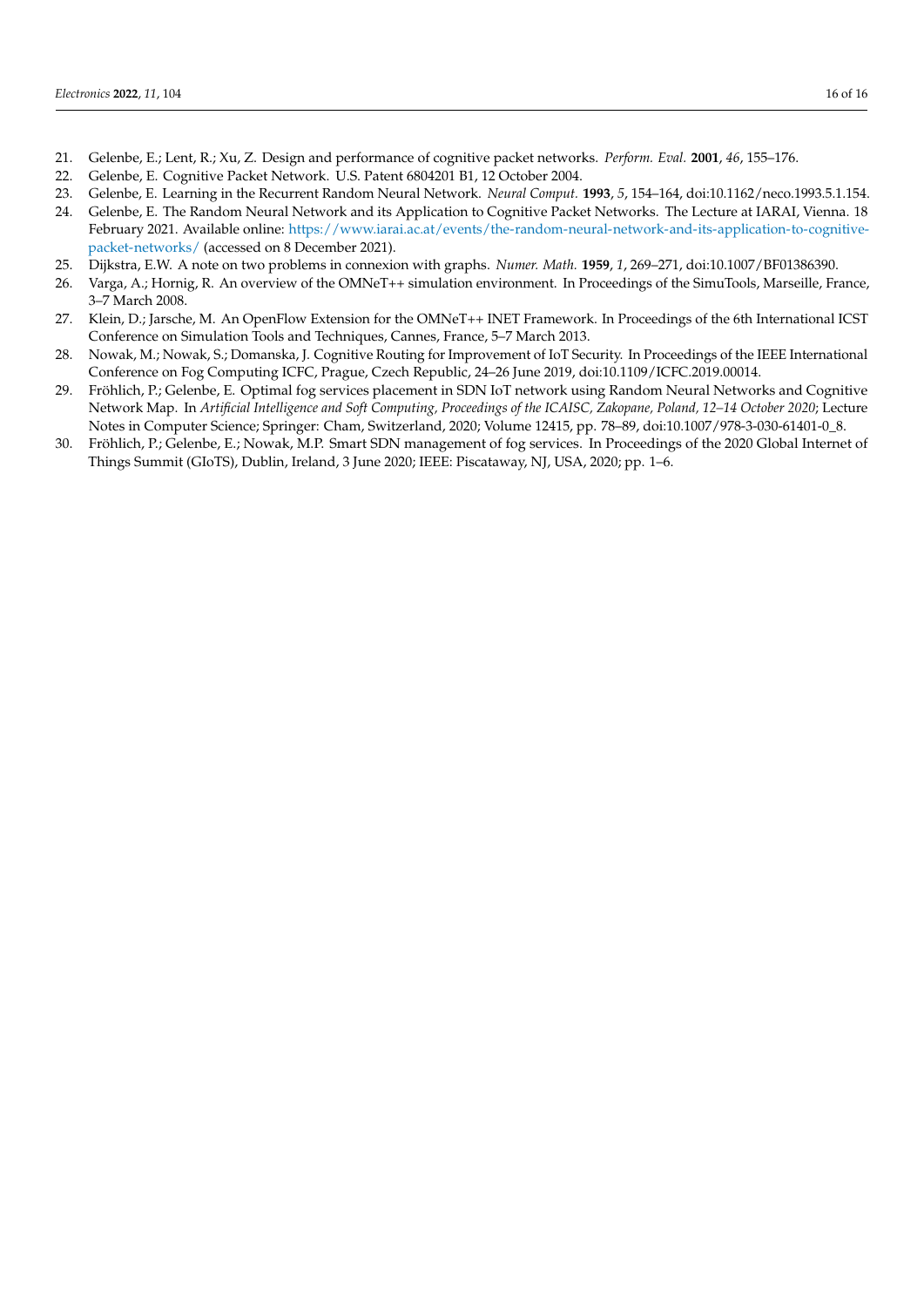21. Gelenbe, E.; Lent, R.; Xu, Z. Design and performance of cognitive packet networks. *Perform. Eval.* **2001**, *46*, 155–176.
22. Gelenbe, E. Cognitive Packet Network. U.S. Patent 6804201 B1, 12 October 2004.
23. Gelenbe, E. Learning in the Recurrent Random Neural Network. *Neural Comput.* **1993**, *5*, 154–164, doi:10.1162/neco.1993.5.1.154.
24. Gelenbe, E. The Random Neural Network and its Application to Cognitive Packet Networks. The Lecture at IARAI, Vienna. 18 February 2021. Available online: https://www.iarai.ac.at/events/the-random-neural-network-and-its-application-to-cognitive-packet-networks/ (accessed on 8 December 2021).
25. Dijkstra, E.W. A note on two problems in connexion with graphs. *Numer. Math.* **1959**, *1*, 269–271, doi:10.1007/BF01386390.
26. Varga, A.; Hornig, R. An overview of the OMNeT++ simulation environment. In Proceedings of the SimuTools, Marseille, France, 3–7 March 2008.
27. Klein, D.; Jarsche, M. An OpenFlow Extension for the OMNeT++ INET Framework. In Proceedings of the 6th International ICST Conference on Simulation Tools and Techniques, Cannes, France, 5–7 March 2013.
28. Nowak, M.; Nowak, S.; Domanska, J. Cognitive Routing for Improvement of IoT Security. In Proceedings of the IEEE International Conference on Fog Computing ICFC, Prague, Czech Republic, 24–26 June 2019, doi:10.1109/ICFC.2019.00014.
29. Fröhlich, P.; Gelenbe, E. Optimal fog services placement in SDN IoT network using Random Neural Networks and Cognitive Network Map. In *Artificial Intelligence and Soft Computing, Proceedings of the ICAISC, Zakopane, Poland, 12–14 October 2020*; Lecture Notes in Computer Science; Springer: Cham, Switzerland, 2020; Volume 12415, pp. 78–89, doi:10.1007/978-3-030-61401-0_8.
30. Fröhlich, P.; Gelenbe, E.; Nowak, M.P. Smart SDN management of fog services. In Proceedings of the 2020 Global Internet of Things Summit (GIoTS), Dublin, Ireland, 3 June 2020; IEEE: Piscataway, NJ, USA, 2020; pp. 1–6.